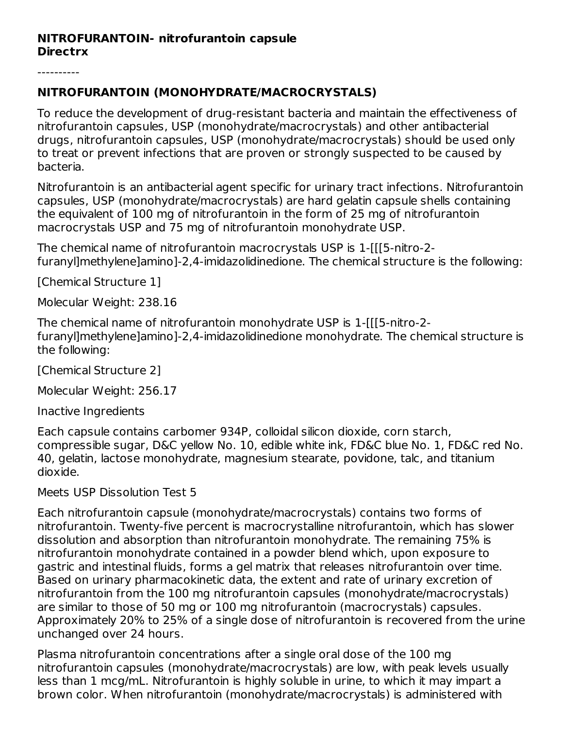**NITROFURANTOIN- nitrofurantoin capsule**
**Directrx**

----------

## NITROFURANTOIN (MONOHYDRATE/MACROCRYSTALS)

To reduce the development of drug-resistant bacteria and maintain the effectiveness of nitrofurantoin capsules, USP (monohydrate/macrocrystals) and other antibacterial drugs, nitrofurantoin capsules, USP (monohydrate/macrocrystals) should be used only to treat or prevent infections that are proven or strongly suspected to be caused by bacteria.

Nitrofurantoin is an antibacterial agent specific for urinary tract infections. Nitrofurantoin capsules, USP (monohydrate/macrocrystals) are hard gelatin capsule shells containing the equivalent of 100 mg of nitrofurantoin in the form of 25 mg of nitrofurantoin macrocrystals USP and 75 mg of nitrofurantoin monohydrate USP.

The chemical name of nitrofurantoin macrocrystals USP is 1-[[[5-nitro-2-furanyl]methylene]amino]-2,4-imidazolidinedione. The chemical structure is the following:

[Chemical Structure 1]

Molecular Weight: 238.16

The chemical name of nitrofurantoin monohydrate USP is 1-[[[5-nitro-2-furanyl]methylene]amino]-2,4-imidazolidinedione monohydrate. The chemical structure is the following:

[Chemical Structure 2]

Molecular Weight: 256.17

Inactive Ingredients

Each capsule contains carbomer 934P, colloidal silicon dioxide, corn starch, compressible sugar, D&C yellow No. 10, edible white ink, FD&C blue No. 1, FD&C red No. 40, gelatin, lactose monohydrate, magnesium stearate, povidone, talc, and titanium dioxide.

Meets USP Dissolution Test 5

Each nitrofurantoin capsule (monohydrate/macrocrystals) contains two forms of nitrofurantoin. Twenty-five percent is macrocrystalline nitrofurantoin, which has slower dissolution and absorption than nitrofurantoin monohydrate. The remaining 75% is nitrofurantoin monohydrate contained in a powder blend which, upon exposure to gastric and intestinal fluids, forms a gel matrix that releases nitrofurantoin over time. Based on urinary pharmacokinetic data, the extent and rate of urinary excretion of nitrofurantoin from the 100 mg nitrofurantoin capsules (monohydrate/macrocrystals) are similar to those of 50 mg or 100 mg nitrofurantoin (macrocrystals) capsules. Approximately 20% to 25% of a single dose of nitrofurantoin is recovered from the urine unchanged over 24 hours.

Plasma nitrofurantoin concentrations after a single oral dose of the 100 mg nitrofurantoin capsules (monohydrate/macrocrystals) are low, with peak levels usually less than 1 mcg/mL. Nitrofurantoin is highly soluble in urine, to which it may impart a brown color. When nitrofurantoin (monohydrate/macrocrystals) is administered with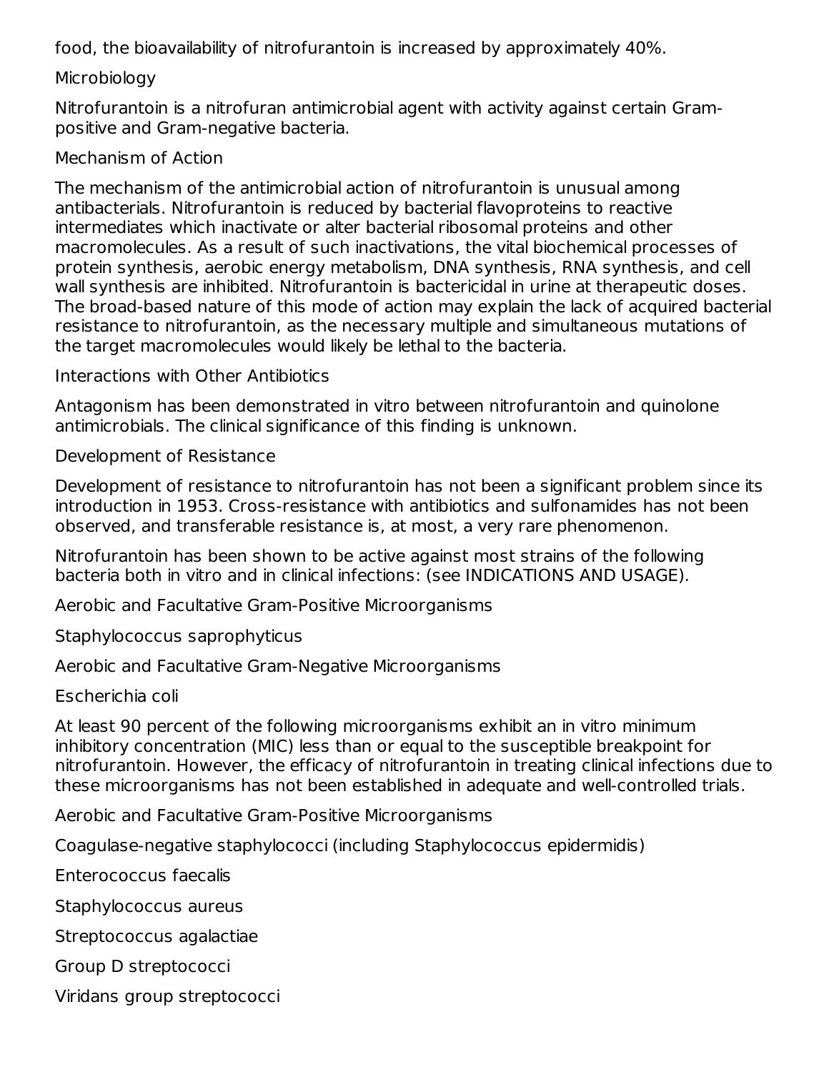food, the bioavailability of nitrofurantoin is increased by approximately 40%.

## Microbiology

Nitrofurantoin is a nitrofuran antimicrobial agent with activity against certain Gram-positive and Gram-negative bacteria.

### Mechanism of Action

The mechanism of the antimicrobial action of nitrofurantoin is unusual among antibacterials. Nitrofurantoin is reduced by bacterial flavoproteins to reactive intermediates which inactivate or alter bacterial ribosomal proteins and other macromolecules. As a result of such inactivations, the vital biochemical processes of protein synthesis, aerobic energy metabolism, DNA synthesis, RNA synthesis, and cell wall synthesis are inhibited. Nitrofurantoin is bactericidal in urine at therapeutic doses. The broad-based nature of this mode of action may explain the lack of acquired bacterial resistance to nitrofurantoin, as the necessary multiple and simultaneous mutations of the target macromolecules would likely be lethal to the bacteria.

### Interactions with Other Antibiotics

Antagonism has been demonstrated in vitro between nitrofurantoin and quinolone antimicrobials. The clinical significance of this finding is unknown.

### Development of Resistance

Development of resistance to nitrofurantoin has not been a significant problem since its introduction in 1953. Cross-resistance with antibiotics and sulfonamides has not been observed, and transferable resistance is, at most, a very rare phenomenon.

Nitrofurantoin has been shown to be active against most strains of the following bacteria both in vitro and in clinical infections: (see INDICATIONS AND USAGE).

Aerobic and Facultative Gram-Positive Microorganisms

Staphylococcus saprophyticus

Aerobic and Facultative Gram-Negative Microorganisms

Escherichia coli

At least 90 percent of the following microorganisms exhibit an in vitro minimum inhibitory concentration (MIC) less than or equal to the susceptible breakpoint for nitrofurantoin. However, the efficacy of nitrofurantoin in treating clinical infections due to these microorganisms has not been established in adequate and well-controlled trials.

Aerobic and Facultative Gram-Positive Microorganisms

Coagulase-negative staphylococci (including Staphylococcus epidermidis)

Enterococcus faecalis

Staphylococcus aureus

Streptococcus agalactiae

Group D streptococci

Viridans group streptococci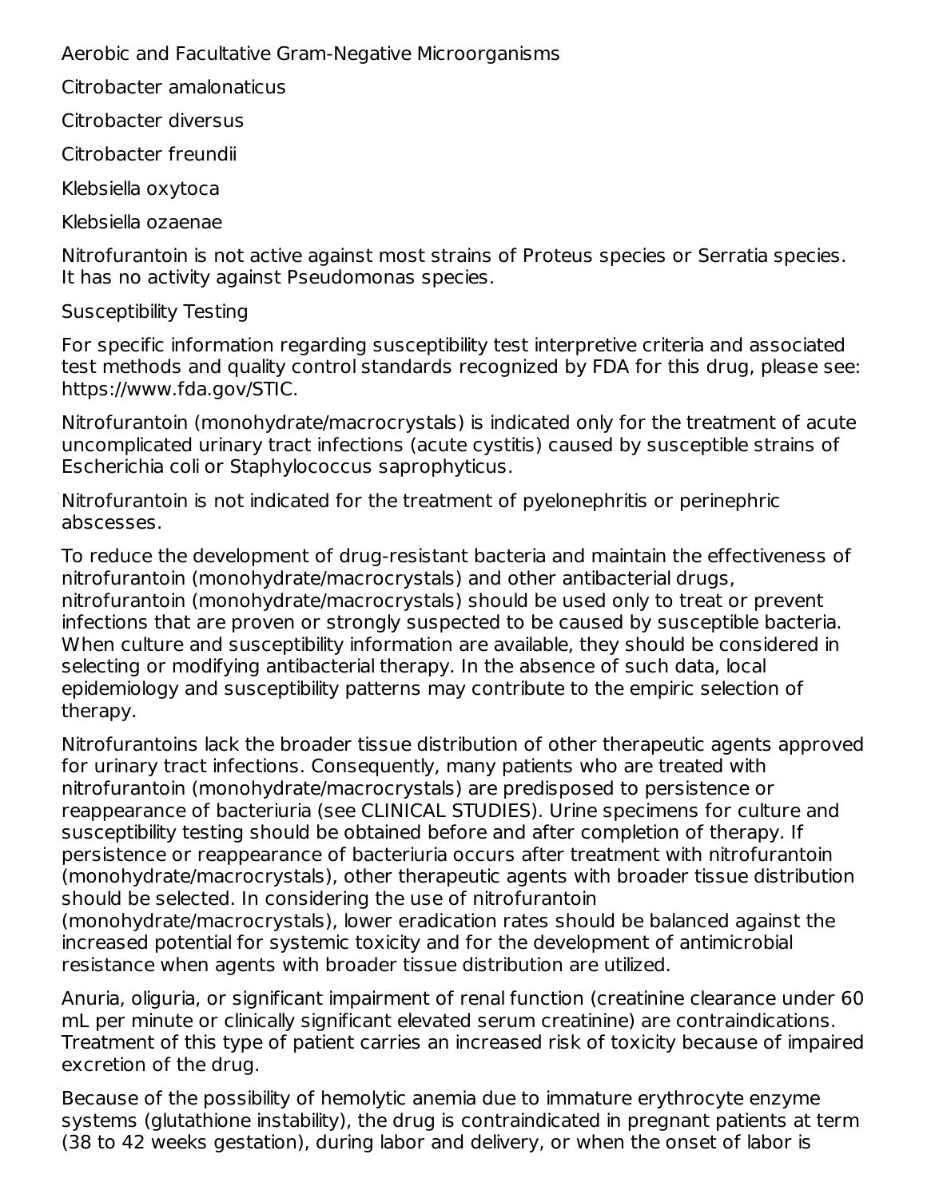Aerobic and Facultative Gram-Negative Microorganisms

Citrobacter amalonaticus

Citrobacter diversus

Citrobacter freundii

Klebsiella oxytoca

Klebsiella ozaenae

Nitrofurantoin is not active against most strains of Proteus species or Serratia species. It has no activity against Pseudomonas species.

Susceptibility Testing

For specific information regarding susceptibility test interpretive criteria and associated test methods and quality control standards recognized by FDA for this drug, please see: https://www.fda.gov/STIC.

Nitrofurantoin (monohydrate/macrocrystals) is indicated only for the treatment of acute uncomplicated urinary tract infections (acute cystitis) caused by susceptible strains of Escherichia coli or Staphylococcus saprophyticus.

Nitrofurantoin is not indicated for the treatment of pyelonephritis or perinephric abscesses.

To reduce the development of drug-resistant bacteria and maintain the effectiveness of nitrofurantoin (monohydrate/macrocrystals) and other antibacterial drugs, nitrofurantoin (monohydrate/macrocrystals) should be used only to treat or prevent infections that are proven or strongly suspected to be caused by susceptible bacteria. When culture and susceptibility information are available, they should be considered in selecting or modifying antibacterial therapy. In the absence of such data, local epidemiology and susceptibility patterns may contribute to the empiric selection of therapy.

Nitrofurantoins lack the broader tissue distribution of other therapeutic agents approved for urinary tract infections. Consequently, many patients who are treated with nitrofurantoin (monohydrate/macrocrystals) are predisposed to persistence or reappearance of bacteriuria (see CLINICAL STUDIES). Urine specimens for culture and susceptibility testing should be obtained before and after completion of therapy. If persistence or reappearance of bacteriuria occurs after treatment with nitrofurantoin (monohydrate/macrocrystals), other therapeutic agents with broader tissue distribution should be selected. In considering the use of nitrofurantoin (monohydrate/macrocrystals), lower eradication rates should be balanced against the increased potential for systemic toxicity and for the development of antimicrobial resistance when agents with broader tissue distribution are utilized.

Anuria, oliguria, or significant impairment of renal function (creatinine clearance under 60 mL per minute or clinically significant elevated serum creatinine) are contraindications. Treatment of this type of patient carries an increased risk of toxicity because of impaired excretion of the drug.

Because of the possibility of hemolytic anemia due to immature erythrocyte enzyme systems (glutathione instability), the drug is contraindicated in pregnant patients at term (38 to 42 weeks gestation), during labor and delivery, or when the onset of labor is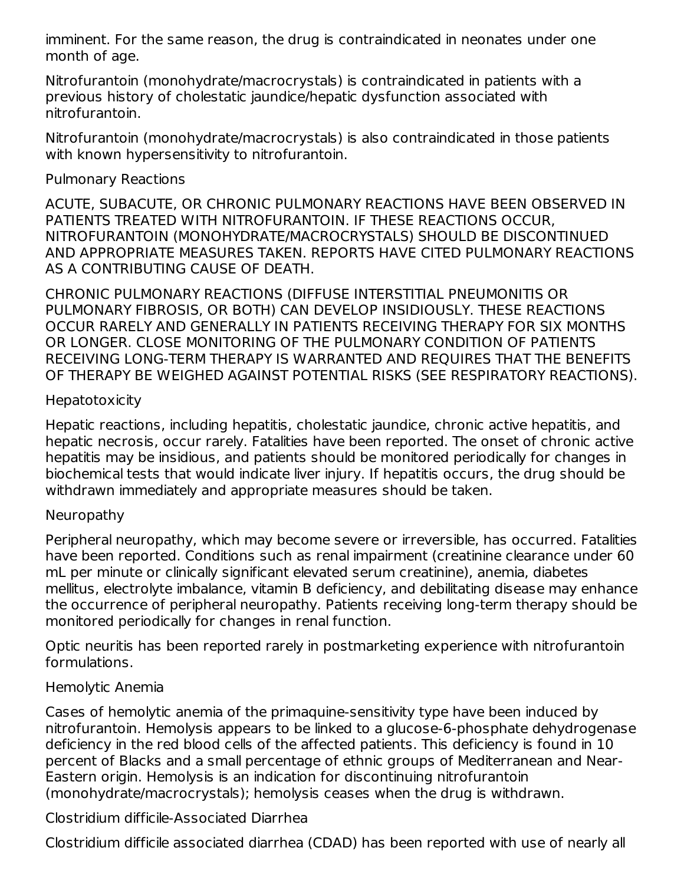imminent. For the same reason, the drug is contraindicated in neonates under one month of age.

Nitrofurantoin (monohydrate/macrocrystals) is contraindicated in patients with a previous history of cholestatic jaundice/hepatic dysfunction associated with nitrofurantoin.

Nitrofurantoin (monohydrate/macrocrystals) is also contraindicated in those patients with known hypersensitivity to nitrofurantoin.

### Pulmonary Reactions

ACUTE, SUBACUTE, OR CHRONIC PULMONARY REACTIONS HAVE BEEN OBSERVED IN PATIENTS TREATED WITH NITROFURANTOIN. IF THESE REACTIONS OCCUR, NITROFURANTOIN (MONOHYDRATE/MACROCRYSTALS) SHOULD BE DISCONTINUED AND APPROPRIATE MEASURES TAKEN. REPORTS HAVE CITED PULMONARY REACTIONS AS A CONTRIBUTING CAUSE OF DEATH.

CHRONIC PULMONARY REACTIONS (DIFFUSE INTERSTITIAL PNEUMONITIS OR PULMONARY FIBROSIS, OR BOTH) CAN DEVELOP INSIDIOUSLY. THESE REACTIONS OCCUR RARELY AND GENERALLY IN PATIENTS RECEIVING THERAPY FOR SIX MONTHS OR LONGER. CLOSE MONITORING OF THE PULMONARY CONDITION OF PATIENTS RECEIVING LONG-TERM THERAPY IS WARRANTED AND REQUIRES THAT THE BENEFITS OF THERAPY BE WEIGHED AGAINST POTENTIAL RISKS (SEE RESPIRATORY REACTIONS).

### Hepatotoxicity

Hepatic reactions, including hepatitis, cholestatic jaundice, chronic active hepatitis, and hepatic necrosis, occur rarely. Fatalities have been reported. The onset of chronic active hepatitis may be insidious, and patients should be monitored periodically for changes in biochemical tests that would indicate liver injury. If hepatitis occurs, the drug should be withdrawn immediately and appropriate measures should be taken.

### Neuropathy

Peripheral neuropathy, which may become severe or irreversible, has occurred. Fatalities have been reported. Conditions such as renal impairment (creatinine clearance under 60 mL per minute or clinically significant elevated serum creatinine), anemia, diabetes mellitus, electrolyte imbalance, vitamin B deficiency, and debilitating disease may enhance the occurrence of peripheral neuropathy. Patients receiving long-term therapy should be monitored periodically for changes in renal function.

Optic neuritis has been reported rarely in postmarketing experience with nitrofurantoin formulations.

### Hemolytic Anemia

Cases of hemolytic anemia of the primaquine-sensitivity type have been induced by nitrofurantoin. Hemolysis appears to be linked to a glucose-6-phosphate dehydrogenase deficiency in the red blood cells of the affected patients. This deficiency is found in 10 percent of Blacks and a small percentage of ethnic groups of Mediterranean and Near-Eastern origin. Hemolysis is an indication for discontinuing nitrofurantoin (monohydrate/macrocrystals); hemolysis ceases when the drug is withdrawn.

### Clostridium difficile-Associated Diarrhea

Clostridium difficile associated diarrhea (CDAD) has been reported with use of nearly all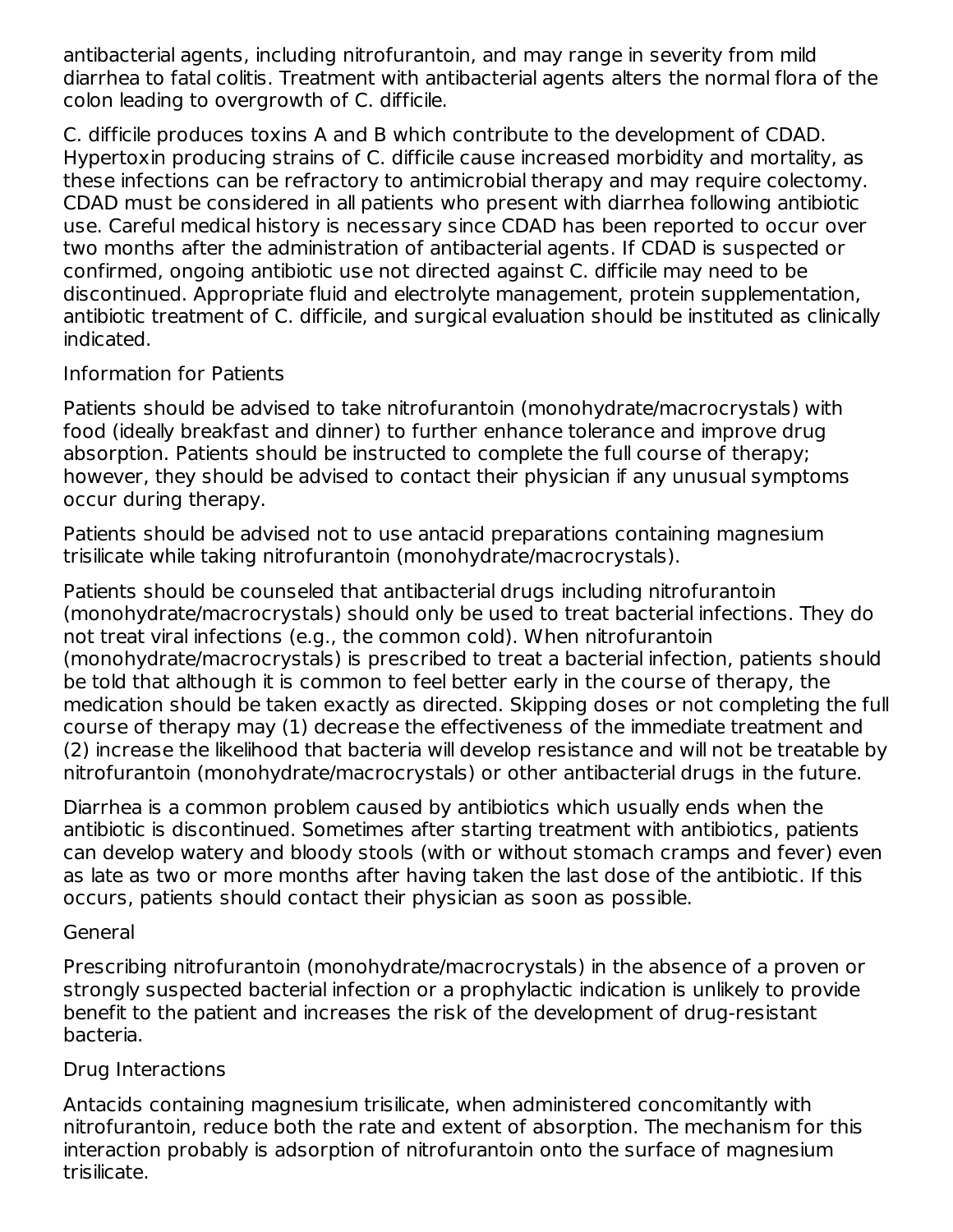antibacterial agents, including nitrofurantoin, and may range in severity from mild diarrhea to fatal colitis. Treatment with antibacterial agents alters the normal flora of the colon leading to overgrowth of C. difficile.

C. difficile produces toxins A and B which contribute to the development of CDAD. Hypertoxin producing strains of C. difficile cause increased morbidity and mortality, as these infections can be refractory to antimicrobial therapy and may require colectomy. CDAD must be considered in all patients who present with diarrhea following antibiotic use. Careful medical history is necessary since CDAD has been reported to occur over two months after the administration of antibacterial agents. If CDAD is suspected or confirmed, ongoing antibiotic use not directed against C. difficile may need to be discontinued. Appropriate fluid and electrolyte management, protein supplementation, antibiotic treatment of C. difficile, and surgical evaluation should be instituted as clinically indicated.

### Information for Patients

Patients should be advised to take nitrofurantoin (monohydrate/macrocrystals) with food (ideally breakfast and dinner) to further enhance tolerance and improve drug absorption. Patients should be instructed to complete the full course of therapy; however, they should be advised to contact their physician if any unusual symptoms occur during therapy.

Patients should be advised not to use antacid preparations containing magnesium trisilicate while taking nitrofurantoin (monohydrate/macrocrystals).

Patients should be counseled that antibacterial drugs including nitrofurantoin (monohydrate/macrocrystals) should only be used to treat bacterial infections. They do not treat viral infections (e.g., the common cold). When nitrofurantoin (monohydrate/macrocrystals) is prescribed to treat a bacterial infection, patients should be told that although it is common to feel better early in the course of therapy, the medication should be taken exactly as directed. Skipping doses or not completing the full course of therapy may (1) decrease the effectiveness of the immediate treatment and (2) increase the likelihood that bacteria will develop resistance and will not be treatable by nitrofurantoin (monohydrate/macrocrystals) or other antibacterial drugs in the future.

Diarrhea is a common problem caused by antibiotics which usually ends when the antibiotic is discontinued. Sometimes after starting treatment with antibiotics, patients can develop watery and bloody stools (with or without stomach cramps and fever) even as late as two or more months after having taken the last dose of the antibiotic. If this occurs, patients should contact their physician as soon as possible.

### General

Prescribing nitrofurantoin (monohydrate/macrocrystals) in the absence of a proven or strongly suspected bacterial infection or a prophylactic indication is unlikely to provide benefit to the patient and increases the risk of the development of drug-resistant bacteria.

### Drug Interactions

Antacids containing magnesium trisilicate, when administered concomitantly with nitrofurantoin, reduce both the rate and extent of absorption. The mechanism for this interaction probably is adsorption of nitrofurantoin onto the surface of magnesium trisilicate.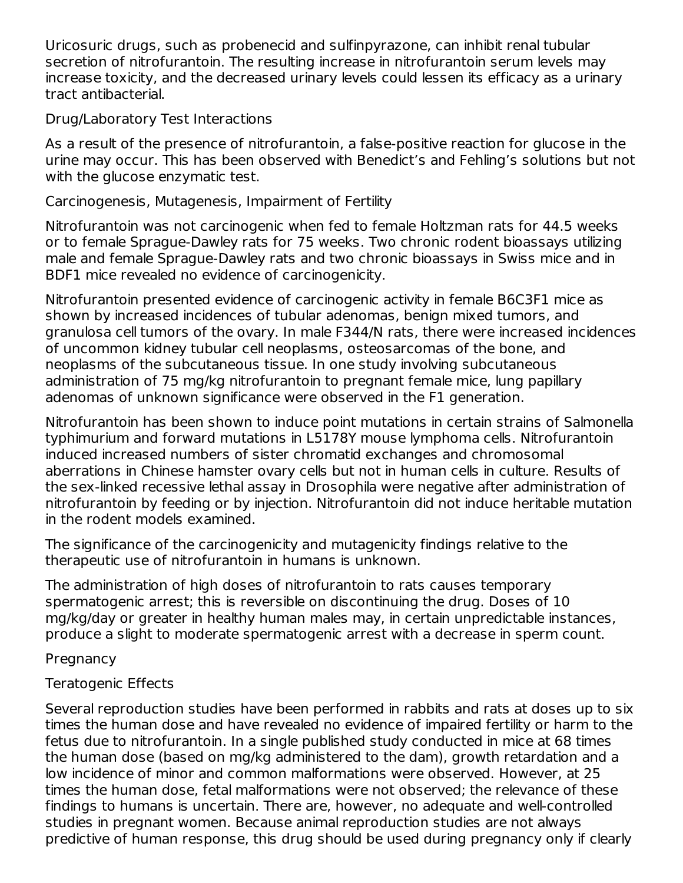Uricosuric drugs, such as probenecid and sulfinpyrazone, can inhibit renal tubular secretion of nitrofurantoin. The resulting increase in nitrofurantoin serum levels may increase toxicity, and the decreased urinary levels could lessen its efficacy as a urinary tract antibacterial.

### Drug/Laboratory Test Interactions

As a result of the presence of nitrofurantoin, a false-positive reaction for glucose in the urine may occur. This has been observed with Benedict's and Fehling's solutions but not with the glucose enzymatic test.

### Carcinogenesis, Mutagenesis, Impairment of Fertility

Nitrofurantoin was not carcinogenic when fed to female Holtzman rats for 44.5 weeks or to female Sprague-Dawley rats for 75 weeks. Two chronic rodent bioassays utilizing male and female Sprague-Dawley rats and two chronic bioassays in Swiss mice and in BDF1 mice revealed no evidence of carcinogenicity.

Nitrofurantoin presented evidence of carcinogenic activity in female B6C3F1 mice as shown by increased incidences of tubular adenomas, benign mixed tumors, and granulosa cell tumors of the ovary. In male F344/N rats, there were increased incidences of uncommon kidney tubular cell neoplasms, osteosarcomas of the bone, and neoplasms of the subcutaneous tissue. In one study involving subcutaneous administration of 75 mg/kg nitrofurantoin to pregnant female mice, lung papillary adenomas of unknown significance were observed in the F1 generation.

Nitrofurantoin has been shown to induce point mutations in certain strains of Salmonella typhimurium and forward mutations in L5178Y mouse lymphoma cells. Nitrofurantoin induced increased numbers of sister chromatid exchanges and chromosomal aberrations in Chinese hamster ovary cells but not in human cells in culture. Results of the sex-linked recessive lethal assay in Drosophila were negative after administration of nitrofurantoin by feeding or by injection. Nitrofurantoin did not induce heritable mutation in the rodent models examined.

The significance of the carcinogenicity and mutagenicity findings relative to the therapeutic use of nitrofurantoin in humans is unknown.

The administration of high doses of nitrofurantoin to rats causes temporary spermatogenic arrest; this is reversible on discontinuing the drug. Doses of 10 mg/kg/day or greater in healthy human males may, in certain unpredictable instances, produce a slight to moderate spermatogenic arrest with a decrease in sperm count.

### Pregnancy

#### Teratogenic Effects

Several reproduction studies have been performed in rabbits and rats at doses up to six times the human dose and have revealed no evidence of impaired fertility or harm to the fetus due to nitrofurantoin. In a single published study conducted in mice at 68 times the human dose (based on mg/kg administered to the dam), growth retardation and a low incidence of minor and common malformations were observed. However, at 25 times the human dose, fetal malformations were not observed; the relevance of these findings to humans is uncertain. There are, however, no adequate and well-controlled studies in pregnant women. Because animal reproduction studies are not always predictive of human response, this drug should be used during pregnancy only if clearly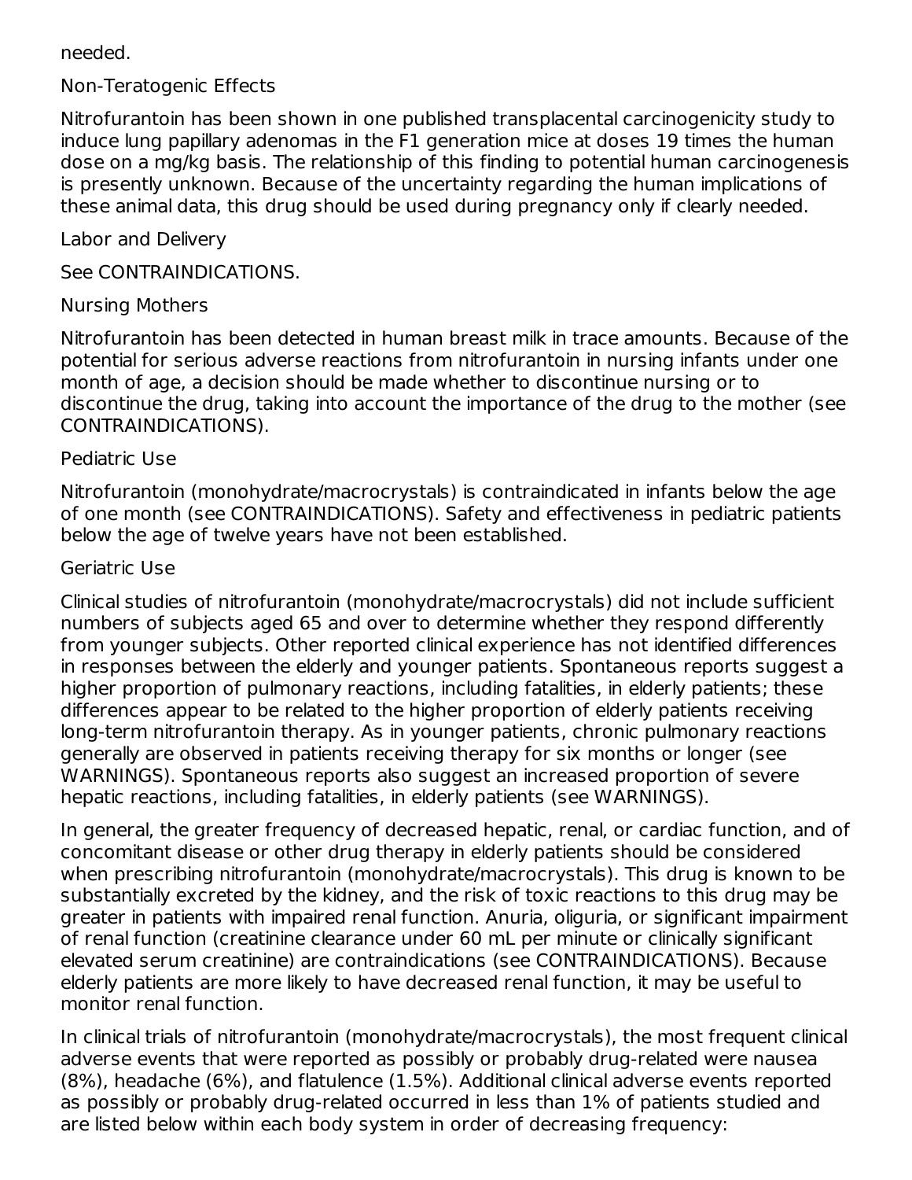needed.

### Non-Teratogenic Effects

Nitrofurantoin has been shown in one published transplacental carcinogenicity study to induce lung papillary adenomas in the F1 generation mice at doses 19 times the human dose on a mg/kg basis. The relationship of this finding to potential human carcinogenesis is presently unknown. Because of the uncertainty regarding the human implications of these animal data, this drug should be used during pregnancy only if clearly needed.

### Labor and Delivery

See CONTRAINDICATIONS.

### Nursing Mothers

Nitrofurantoin has been detected in human breast milk in trace amounts. Because of the potential for serious adverse reactions from nitrofurantoin in nursing infants under one month of age, a decision should be made whether to discontinue nursing or to discontinue the drug, taking into account the importance of the drug to the mother (see CONTRAINDICATIONS).

### Pediatric Use

Nitrofurantoin (monohydrate/macrocrystals) is contraindicated in infants below the age of one month (see CONTRAINDICATIONS). Safety and effectiveness in pediatric patients below the age of twelve years have not been established.

### Geriatric Use

Clinical studies of nitrofurantoin (monohydrate/macrocrystals) did not include sufficient numbers of subjects aged 65 and over to determine whether they respond differently from younger subjects. Other reported clinical experience has not identified differences in responses between the elderly and younger patients. Spontaneous reports suggest a higher proportion of pulmonary reactions, including fatalities, in elderly patients; these differences appear to be related to the higher proportion of elderly patients receiving long-term nitrofurantoin therapy. As in younger patients, chronic pulmonary reactions generally are observed in patients receiving therapy for six months or longer (see WARNINGS). Spontaneous reports also suggest an increased proportion of severe hepatic reactions, including fatalities, in elderly patients (see WARNINGS).

In general, the greater frequency of decreased hepatic, renal, or cardiac function, and of concomitant disease or other drug therapy in elderly patients should be considered when prescribing nitrofurantoin (monohydrate/macrocrystals). This drug is known to be substantially excreted by the kidney, and the risk of toxic reactions to this drug may be greater in patients with impaired renal function. Anuria, oliguria, or significant impairment of renal function (creatinine clearance under 60 mL per minute or clinically significant elevated serum creatinine) are contraindications (see CONTRAINDICATIONS). Because elderly patients are more likely to have decreased renal function, it may be useful to monitor renal function.

In clinical trials of nitrofurantoin (monohydrate/macrocrystals), the most frequent clinical adverse events that were reported as possibly or probably drug-related were nausea (8%), headache (6%), and flatulence (1.5%). Additional clinical adverse events reported as possibly or probably drug-related occurred in less than 1% of patients studied and are listed below within each body system in order of decreasing frequency: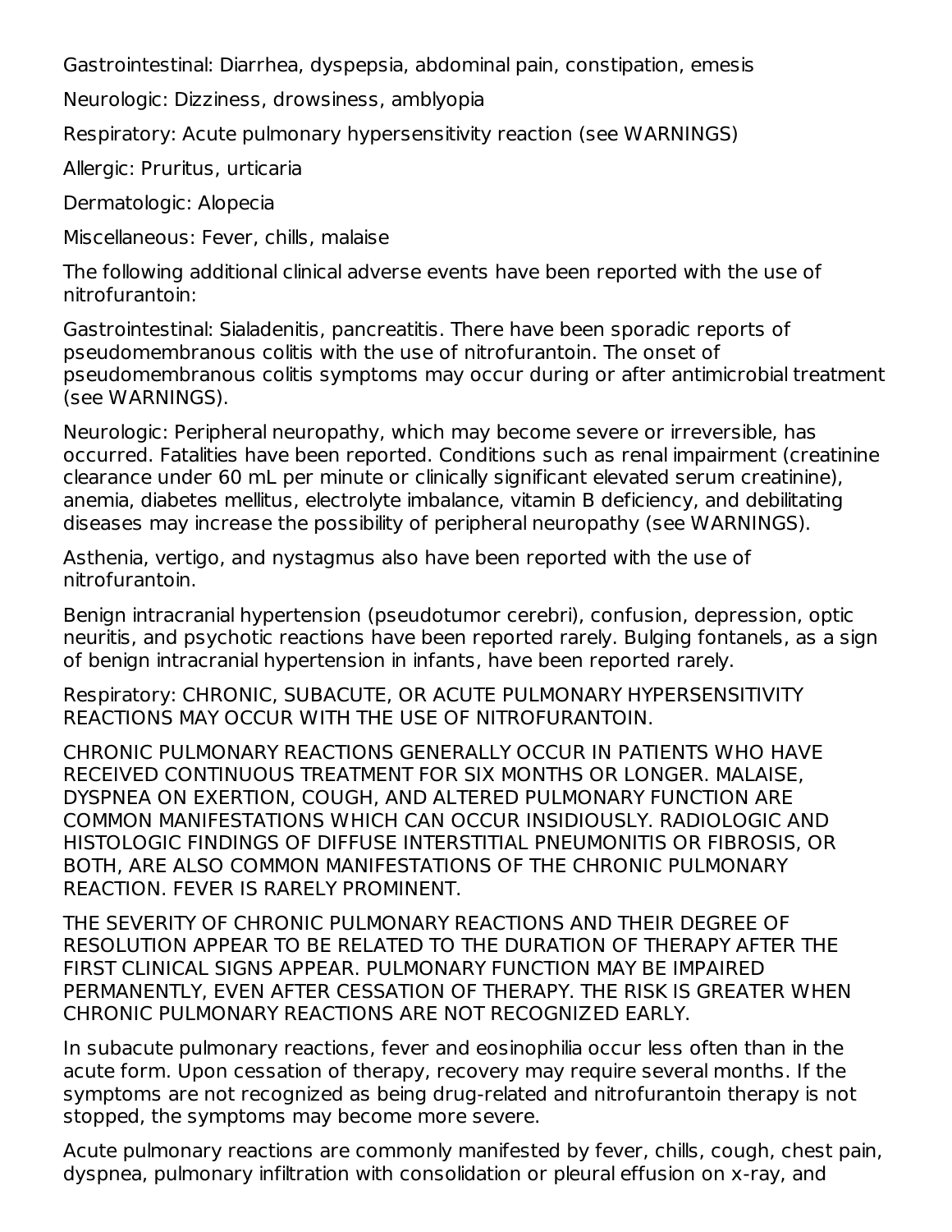Gastrointestinal: Diarrhea, dyspepsia, abdominal pain, constipation, emesis

Neurologic: Dizziness, drowsiness, amblyopia

Respiratory: Acute pulmonary hypersensitivity reaction (see WARNINGS)

Allergic: Pruritus, urticaria

Dermatologic: Alopecia

Miscellaneous: Fever, chills, malaise

The following additional clinical adverse events have been reported with the use of nitrofurantoin:

Gastrointestinal: Sialadenitis, pancreatitis. There have been sporadic reports of pseudomembranous colitis with the use of nitrofurantoin. The onset of pseudomembranous colitis symptoms may occur during or after antimicrobial treatment (see WARNINGS).

Neurologic: Peripheral neuropathy, which may become severe or irreversible, has occurred. Fatalities have been reported. Conditions such as renal impairment (creatinine clearance under 60 mL per minute or clinically significant elevated serum creatinine), anemia, diabetes mellitus, electrolyte imbalance, vitamin B deficiency, and debilitating diseases may increase the possibility of peripheral neuropathy (see WARNINGS).

Asthenia, vertigo, and nystagmus also have been reported with the use of nitrofurantoin.

Benign intracranial hypertension (pseudotumor cerebri), confusion, depression, optic neuritis, and psychotic reactions have been reported rarely. Bulging fontanels, as a sign of benign intracranial hypertension in infants, have been reported rarely.

Respiratory: CHRONIC, SUBACUTE, OR ACUTE PULMONARY HYPERSENSITIVITY REACTIONS MAY OCCUR WITH THE USE OF NITROFURANTOIN.

CHRONIC PULMONARY REACTIONS GENERALLY OCCUR IN PATIENTS WHO HAVE RECEIVED CONTINUOUS TREATMENT FOR SIX MONTHS OR LONGER. MALAISE, DYSPNEA ON EXERTION, COUGH, AND ALTERED PULMONARY FUNCTION ARE COMMON MANIFESTATIONS WHICH CAN OCCUR INSIDIOUSLY. RADIOLOGIC AND HISTOLOGIC FINDINGS OF DIFFUSE INTERSTITIAL PNEUMONITIS OR FIBROSIS, OR BOTH, ARE ALSO COMMON MANIFESTATIONS OF THE CHRONIC PULMONARY REACTION. FEVER IS RARELY PROMINENT.

THE SEVERITY OF CHRONIC PULMONARY REACTIONS AND THEIR DEGREE OF RESOLUTION APPEAR TO BE RELATED TO THE DURATION OF THERAPY AFTER THE FIRST CLINICAL SIGNS APPEAR. PULMONARY FUNCTION MAY BE IMPAIRED PERMANENTLY, EVEN AFTER CESSATION OF THERAPY. THE RISK IS GREATER WHEN CHRONIC PULMONARY REACTIONS ARE NOT RECOGNIZED EARLY.

In subacute pulmonary reactions, fever and eosinophilia occur less often than in the acute form. Upon cessation of therapy, recovery may require several months. If the symptoms are not recognized as being drug-related and nitrofurantoin therapy is not stopped, the symptoms may become more severe.

Acute pulmonary reactions are commonly manifested by fever, chills, cough, chest pain, dyspnea, pulmonary infiltration with consolidation or pleural effusion on x-ray, and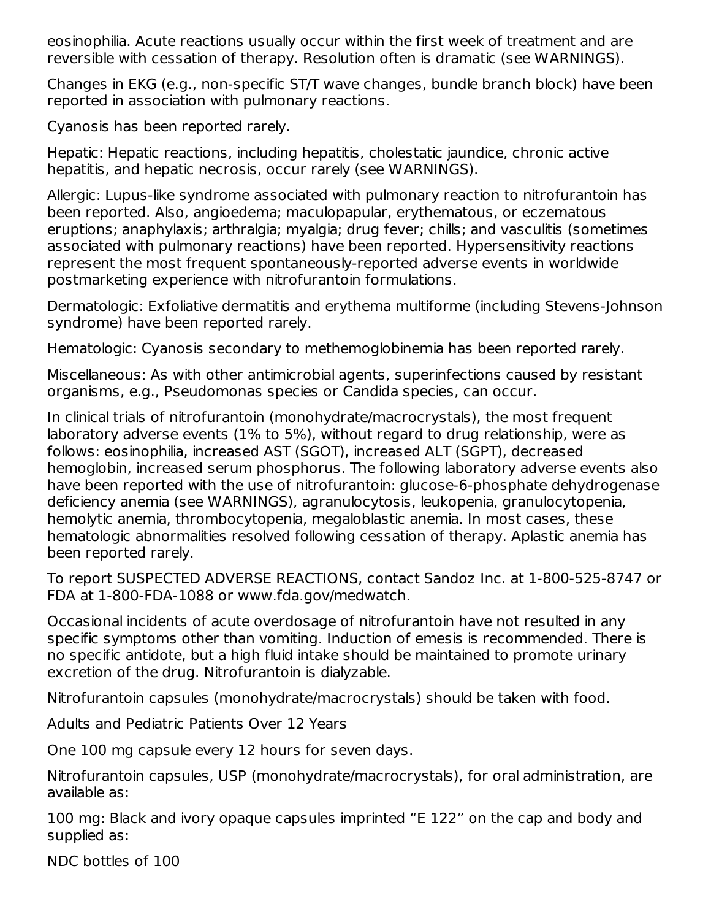eosinophilia. Acute reactions usually occur within the first week of treatment and are reversible with cessation of therapy. Resolution often is dramatic (see WARNINGS).

Changes in EKG (e.g., non-specific ST/T wave changes, bundle branch block) have been reported in association with pulmonary reactions.

Cyanosis has been reported rarely.

Hepatic: Hepatic reactions, including hepatitis, cholestatic jaundice, chronic active hepatitis, and hepatic necrosis, occur rarely (see WARNINGS).

Allergic: Lupus-like syndrome associated with pulmonary reaction to nitrofurantoin has been reported. Also, angioedema; maculopapular, erythematous, or eczematous eruptions; anaphylaxis; arthralgia; myalgia; drug fever; chills; and vasculitis (sometimes associated with pulmonary reactions) have been reported. Hypersensitivity reactions represent the most frequent spontaneously-reported adverse events in worldwide postmarketing experience with nitrofurantoin formulations.

Dermatologic: Exfoliative dermatitis and erythema multiforme (including Stevens-Johnson syndrome) have been reported rarely.

Hematologic: Cyanosis secondary to methemoglobinemia has been reported rarely.

Miscellaneous: As with other antimicrobial agents, superinfections caused by resistant organisms, e.g., Pseudomonas species or Candida species, can occur.

In clinical trials of nitrofurantoin (monohydrate/macrocrystals), the most frequent laboratory adverse events (1% to 5%), without regard to drug relationship, were as follows: eosinophilia, increased AST (SGOT), increased ALT (SGPT), decreased hemoglobin, increased serum phosphorus. The following laboratory adverse events also have been reported with the use of nitrofurantoin: glucose-6-phosphate dehydrogenase deficiency anemia (see WARNINGS), agranulocytosis, leukopenia, granulocytopenia, hemolytic anemia, thrombocytopenia, megaloblastic anemia. In most cases, these hematologic abnormalities resolved following cessation of therapy. Aplastic anemia has been reported rarely.

To report SUSPECTED ADVERSE REACTIONS, contact Sandoz Inc. at 1-800-525-8747 or FDA at 1-800-FDA-1088 or www.fda.gov/medwatch.

Occasional incidents of acute overdosage of nitrofurantoin have not resulted in any specific symptoms other than vomiting. Induction of emesis is recommended. There is no specific antidote, but a high fluid intake should be maintained to promote urinary excretion of the drug. Nitrofurantoin is dialyzable.

Nitrofurantoin capsules (monohydrate/macrocrystals) should be taken with food.

Adults and Pediatric Patients Over 12 Years

One 100 mg capsule every 12 hours for seven days.

Nitrofurantoin capsules, USP (monohydrate/macrocrystals), for oral administration, are available as:

100 mg: Black and ivory opaque capsules imprinted "E 122" on the cap and body and supplied as:

NDC bottles of 100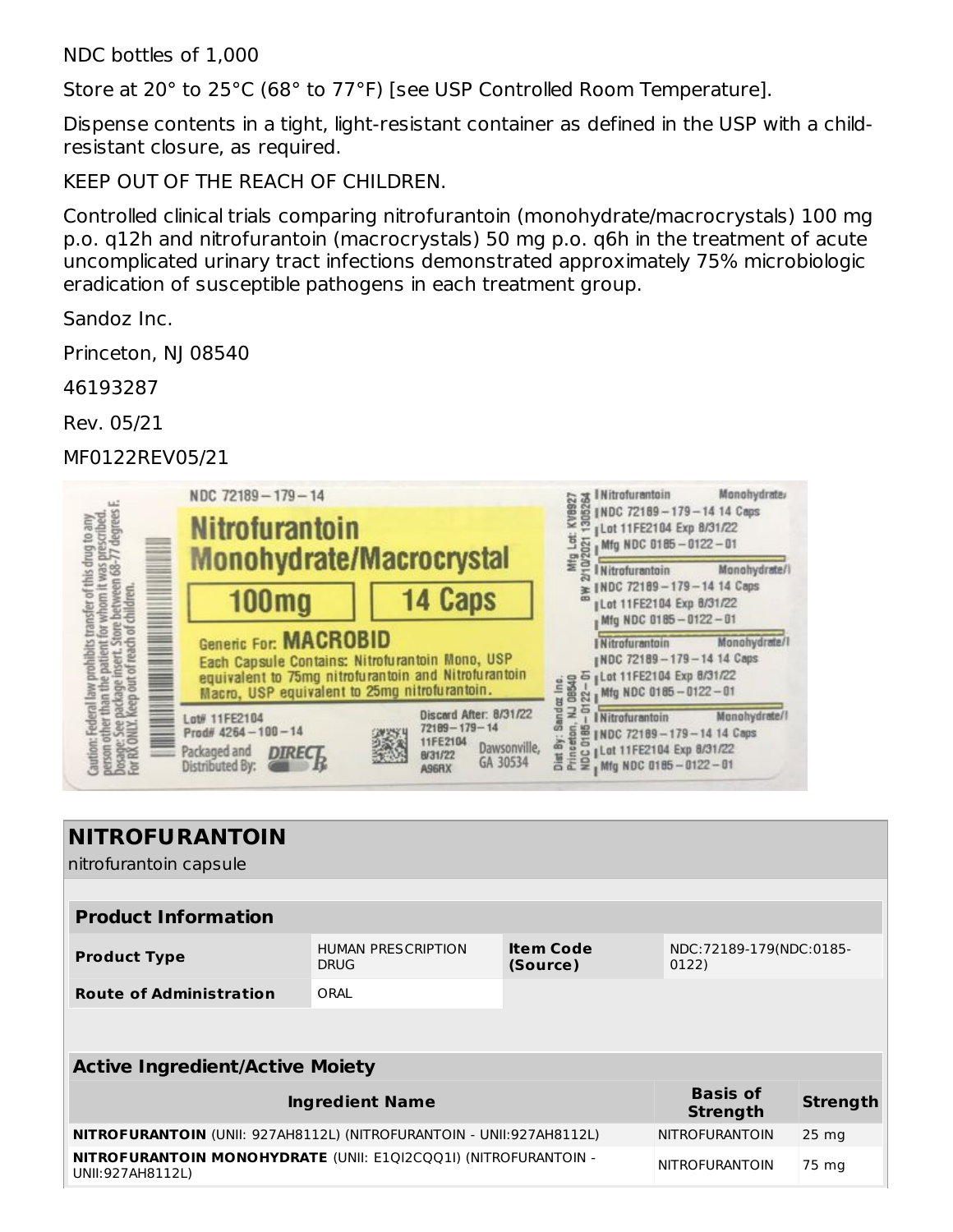NDC bottles of 1,000

Store at 20° to 25°C (68° to 77°F) [see USP Controlled Room Temperature].

Dispense contents in a tight, light-resistant container as defined in the USP with a child-resistant closure, as required.

KEEP OUT OF THE REACH OF CHILDREN.

Controlled clinical trials comparing nitrofurantoin (monohydrate/macrocrystals) 100 mg p.o. q12h and nitrofurantoin (macrocrystals) 50 mg p.o. q6h in the treatment of acute uncomplicated urinary tract infections demonstrated approximately 75% microbiologic eradication of susceptible pathogens in each treatment group.

Sandoz Inc.

Princeton, NJ 08540

46193287

Rev. 05/21

MF0122REV05/21

NDC 72189-179-14

Nitrofurantoin Monohydrate/Macrocrystal

100mg

14 Caps

Generic For: MACROBID

Each Capsule Contains: Nitrofurantoin Mono, USP equivalent to 75mg nitrofurantoin and Nitrofurantoin Macro, USP equivalent to 25mg nitrofurantoin.

Lot# 11FE2104

Prod# 4264-100-14

Packaged and Distributed By: DIRECT Rx

Discard After: 8/31/22

72189-179-14

11FE2104

8/31/22

A96RX

Dawsonville, GA 30534

Caution: Federal law prohibits transfer of this drug to any person other than the patient for whom it was prescribed. Dosage: See package insert. Store between 68-77 degrees F. For RX ONLY. Keep out of reach of children.

Mfg Lot: KV8927

BW 2/10/2021 1305264

Dist By: Sandoz Inc. Princeton, NJ 08540

NDC 0185-0122-01

Nitrofurantoin Monohydrate/

NDC 72189-179-14 14 Caps

Lot 11FE2104 Exp 8/31/22

Mfg NDC 0185-0122-01

## NITROFURANTOIN

nitrofurantoin capsule

| **Product Information** | | | |
|---|---|---|---|
| **Product Type** | HUMAN PRESCRIPTION DRUG | **Item Code (Source)** | NDC:72189-179(NDC:0185-0122) |
| **Route of Administration** | ORAL | | |

| **Active Ingredient/Active Moiety** | | |
|---|---|---|
| **Ingredient Name** | **Basis of Strength** | **Strength** |
| **NITROFURANTOIN** (UNII: 927AH8112L) (NITROFURANTOIN - UNII:927AH8112L) | NITROFURANTOIN | 25 mg |
| **NITROFURANTOIN MONOHYDRATE** (UNII: E1QI2CQQ1I) (NITROFURANTOIN - UNII:927AH8112L) | NITROFURANTOIN | 75 mg |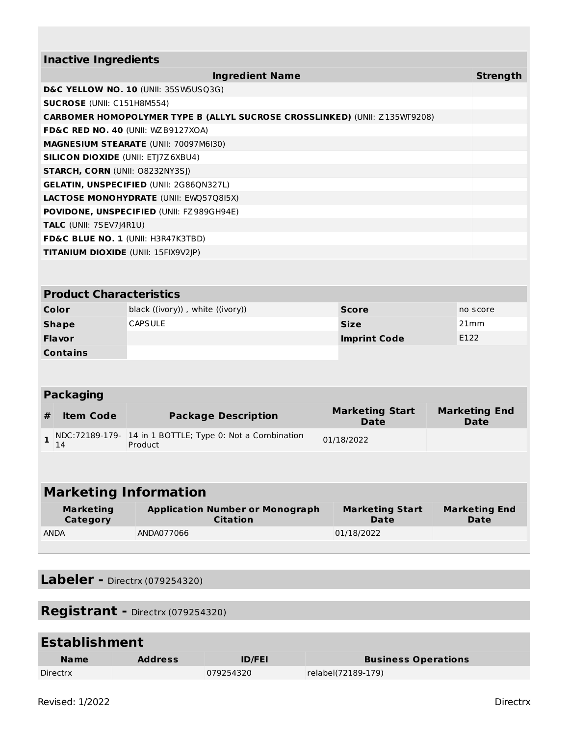| Inactive Ingredients | |
| --- | --- |
| **Ingredient Name** | **Strength** |
| **D&C YELLOW NO. 10** (UNII: 35SW5USQ3G) | |
| **SUCROSE** (UNII: C151H8M554) | |
| **CARBOMER HOMOPOLYMER TYPE B (ALLYL SUCROSE CROSSLINKED)** (UNII: Z135WT9208) | |
| **FD&C RED NO. 40** (UNII: WZB9127XOA) | |
| **MAGNESIUM STEARATE** (UNII: 70097M6I30) | |
| **SILICON DIOXIDE** (UNII: ETJ7Z6XBU4) | |
| **STARCH, CORN** (UNII: O8232NY3SJ) | |
| **GELATIN, UNSPECIFIED** (UNII: 2G86QN327L) | |
| **LACTOSE MONOHYDRATE** (UNII: EWQ57Q8I5X) | |
| **POVIDONE, UNSPECIFIED** (UNII: FZ989GH94E) | |
| **TALC** (UNII: 7SEV7J4R1U) | |
| **FD&C BLUE NO. 1** (UNII: H3R47K3TBD) | |
| **TITANIUM DIOXIDE** (UNII: 15FIX9V2JP) | |

| Product Characteristics | | | |
| --- | --- | --- | --- |
| **Color** | black ((ivory)) , white ((ivory)) | **Score** | no score |
| **Shape** | CAPSULE | **Size** | 21mm |
| **Flavor** | | **Imprint Code** | E122 |
| **Contains** | | | |

| Packaging | | | | |
| --- | --- | --- | --- | --- |
| **#** | **Item Code** | **Package Description** | **Marketing Start Date** | **Marketing End Date** |
| 1 | NDC:72189-179-14 | 14 in 1 BOTTLE; Type 0: Not a Combination Product | 01/18/2022 | |

| Marketing Information | | | |
| --- | --- | --- | --- |
| **Marketing Category** | **Application Number or Monograph Citation** | **Marketing Start Date** | **Marketing End Date** |
| ANDA | ANDA077066 | 01/18/2022 | |

## Labeler - Directrx (079254320)

## Registrant - Directrx (079254320)

## Establishment

| Name | Address | ID/FEI | Business Operations |
| --- | --- | --- | --- |
| Directrx | | 079254320 | relabel(72189-179) |

Revised: 1/2022

Directrx